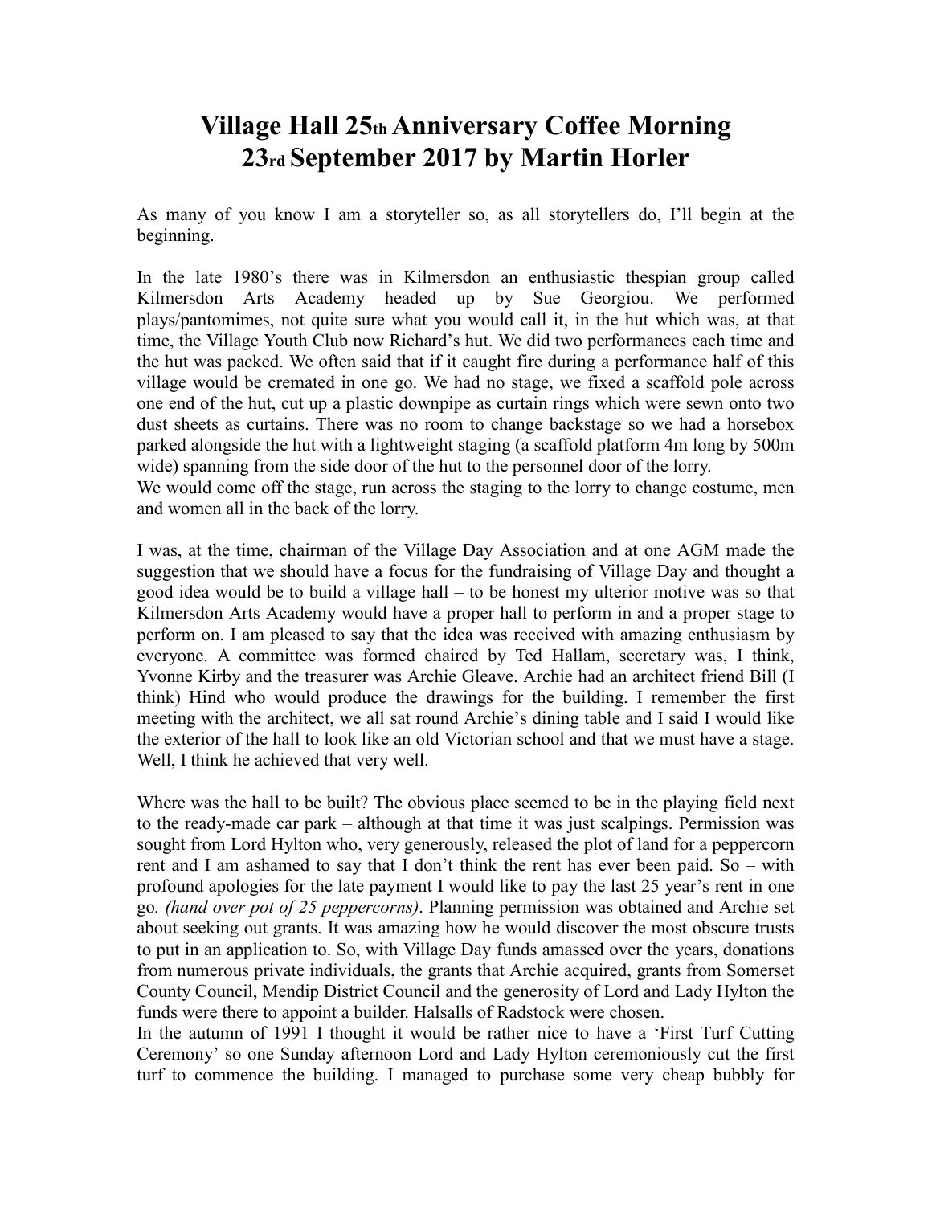# Village Hall 25th Anniversary Coffee Morning 23rd September 2017 by Martin Horler

As many of you know I am a storyteller so, as all storytellers do, I'll begin at the beginning.

In the late 1980's there was in Kilmersdon an enthusiastic thespian group called Kilmersdon Arts Academy headed up by Sue Georgiou. We performed plays/pantomimes, not quite sure what you would call it, in the hut which was, at that time, the Village Youth Club now Richard's hut. We did two performances each time and the hut was packed. We often said that if it caught fire during a performance half of this village would be cremated in one go. We had no stage, we fixed a scaffold pole across one end of the hut, cut up a plastic downpipe as curtain rings which were sewn onto two dust sheets as curtains. There was no room to change backstage so we had a horsebox parked alongside the hut with a lightweight staging (a scaffold platform 4m long by 500m wide) spanning from the side door of the hut to the personnel door of the lorry.
We would come off the stage, run across the staging to the lorry to change costume, men and women all in the back of the lorry.

I was, at the time, chairman of the Village Day Association and at one AGM made the suggestion that we should have a focus for the fundraising of Village Day and thought a good idea would be to build a village hall – to be honest my ulterior motive was so that Kilmersdon Arts Academy would have a proper hall to perform in and a proper stage to perform on. I am pleased to say that the idea was received with amazing enthusiasm by everyone. A committee was formed chaired by Ted Hallam, secretary was, I think, Yvonne Kirby and the treasurer was Archie Gleave. Archie had an architect friend Bill (I think) Hind who would produce the drawings for the building. I remember the first meeting with the architect, we all sat round Archie's dining table and I said I would like the exterior of the hall to look like an old Victorian school and that we must have a stage. Well, I think he achieved that very well.

Where was the hall to be built? The obvious place seemed to be in the playing field next to the ready-made car park – although at that time it was just scalpings. Permission was sought from Lord Hylton who, very generously, released the plot of land for a peppercorn rent and I am ashamed to say that I don't think the rent has ever been paid. So – with profound apologies for the late payment I would like to pay the last 25 year's rent in one go. *(hand over pot of 25 peppercorns)*. Planning permission was obtained and Archie set about seeking out grants. It was amazing how he would discover the most obscure trusts to put in an application to. So, with Village Day funds amassed over the years, donations from numerous private individuals, the grants that Archie acquired, grants from Somerset County Council, Mendip District Council and the generosity of Lord and Lady Hylton the funds were there to appoint a builder. Halsalls of Radstock were chosen.
In the autumn of 1991 I thought it would be rather nice to have a 'First Turf Cutting Ceremony' so one Sunday afternoon Lord and Lady Hylton ceremoniously cut the first turf to commence the building. I managed to purchase some very cheap bubbly for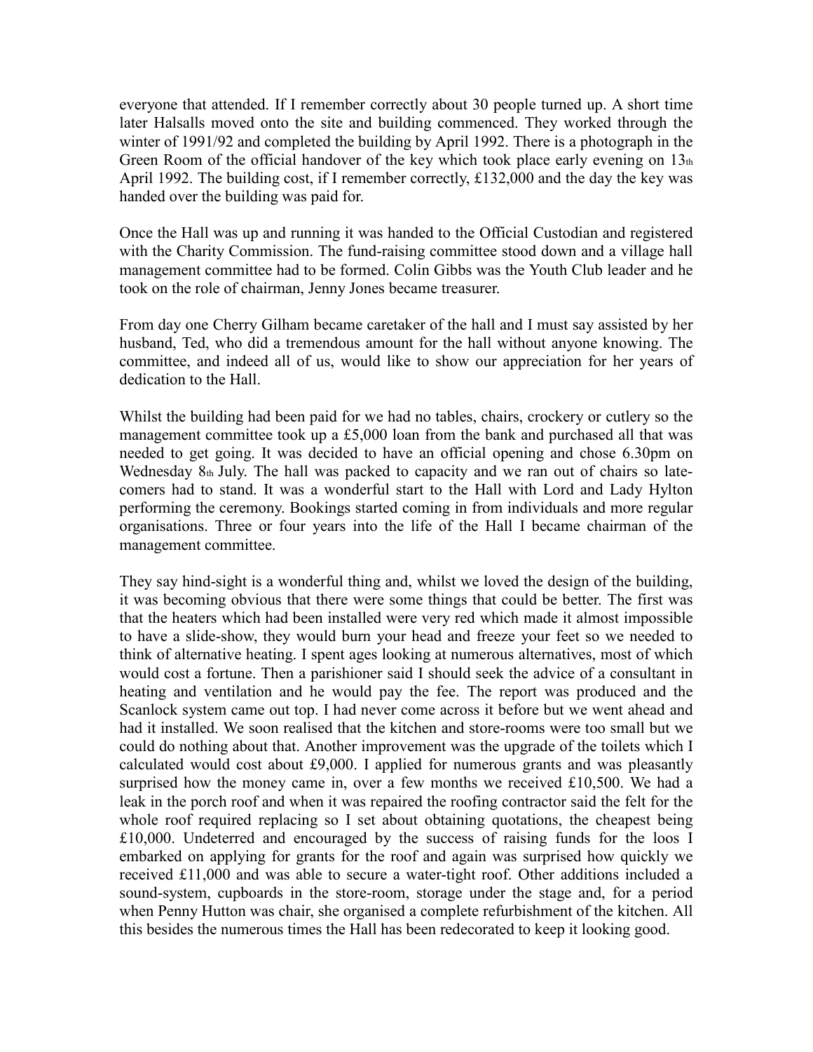everyone that attended. If I remember correctly about 30 people turned up. A short time later Halsalls moved onto the site and building commenced. They worked through the winter of 1991/92 and completed the building by April 1992. There is a photograph in the Green Room of the official handover of the key which took place early evening on 13th April 1992. The building cost, if I remember correctly, £132,000 and the day the key was handed over the building was paid for.

Once the Hall was up and running it was handed to the Official Custodian and registered with the Charity Commission. The fund-raising committee stood down and a village hall management committee had to be formed. Colin Gibbs was the Youth Club leader and he took on the role of chairman, Jenny Jones became treasurer.

From day one Cherry Gilham became caretaker of the hall and I must say assisted by her husband, Ted, who did a tremendous amount for the hall without anyone knowing. The committee, and indeed all of us, would like to show our appreciation for her years of dedication to the Hall.

Whilst the building had been paid for we had no tables, chairs, crockery or cutlery so the management committee took up a £5,000 loan from the bank and purchased all that was needed to get going. It was decided to have an official opening and chose 6.30pm on Wednesday 8th July. The hall was packed to capacity and we ran out of chairs so late-comers had to stand. It was a wonderful start to the Hall with Lord and Lady Hylton performing the ceremony. Bookings started coming in from individuals and more regular organisations. Three or four years into the life of the Hall I became chairman of the management committee.

They say hind-sight is a wonderful thing and, whilst we loved the design of the building, it was becoming obvious that there were some things that could be better. The first was that the heaters which had been installed were very red which made it almost impossible to have a slide-show, they would burn your head and freeze your feet so we needed to think of alternative heating. I spent ages looking at numerous alternatives, most of which would cost a fortune. Then a parishioner said I should seek the advice of a consultant in heating and ventilation and he would pay the fee. The report was produced and the Scanlock system came out top. I had never come across it before but we went ahead and had it installed. We soon realised that the kitchen and store-rooms were too small but we could do nothing about that. Another improvement was the upgrade of the toilets which I calculated would cost about £9,000. I applied for numerous grants and was pleasantly surprised how the money came in, over a few months we received £10,500. We had a leak in the porch roof and when it was repaired the roofing contractor said the felt for the whole roof required replacing so I set about obtaining quotations, the cheapest being £10,000. Undeterred and encouraged by the success of raising funds for the loos I embarked on applying for grants for the roof and again was surprised how quickly we received £11,000 and was able to secure a water-tight roof. Other additions included a sound-system, cupboards in the store-room, storage under the stage and, for a period when Penny Hutton was chair, she organised a complete refurbishment of the kitchen. All this besides the numerous times the Hall has been redecorated to keep it looking good.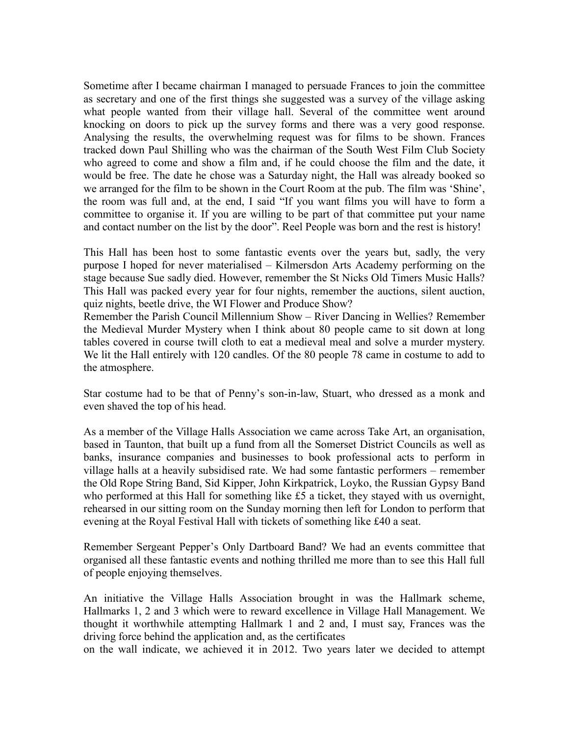Sometime after I became chairman I managed to persuade Frances to join the committee as secretary and one of the first things she suggested was a survey of the village asking what people wanted from their village hall. Several of the committee went around knocking on doors to pick up the survey forms and there was a very good response. Analysing the results, the overwhelming request was for films to be shown. Frances tracked down Paul Shilling who was the chairman of the South West Film Club Society who agreed to come and show a film and, if he could choose the film and the date, it would be free. The date he chose was a Saturday night, the Hall was already booked so we arranged for the film to be shown in the Court Room at the pub. The film was 'Shine', the room was full and, at the end, I said "If you want films you will have to form a committee to organise it. If you are willing to be part of that committee put your name and contact number on the list by the door". Reel People was born and the rest is history!

This Hall has been host to some fantastic events over the years but, sadly, the very purpose I hoped for never materialised – Kilmersdon Arts Academy performing on the stage because Sue sadly died. However, remember the St Nicks Old Timers Music Halls? This Hall was packed every year for four nights, remember the auctions, silent auction, quiz nights, beetle drive, the WI Flower and Produce Show?
Remember the Parish Council Millennium Show – River Dancing in Wellies? Remember the Medieval Murder Mystery when I think about 80 people came to sit down at long tables covered in course twill cloth to eat a medieval meal and solve a murder mystery. We lit the Hall entirely with 120 candles. Of the 80 people 78 came in costume to add to the atmosphere.

Star costume had to be that of Penny's son-in-law, Stuart, who dressed as a monk and even shaved the top of his head.

As a member of the Village Halls Association we came across Take Art, an organisation, based in Taunton, that built up a fund from all the Somerset District Councils as well as banks, insurance companies and businesses to book professional acts to perform in village halls at a heavily subsidised rate. We had some fantastic performers – remember the Old Rope String Band, Sid Kipper, John Kirkpatrick, Loyko, the Russian Gypsy Band who performed at this Hall for something like £5 a ticket, they stayed with us overnight, rehearsed in our sitting room on the Sunday morning then left for London to perform that evening at the Royal Festival Hall with tickets of something like £40 a seat.

Remember Sergeant Pepper's Only Dartboard Band? We had an events committee that organised all these fantastic events and nothing thrilled me more than to see this Hall full of people enjoying themselves.

An initiative the Village Halls Association brought in was the Hallmark scheme, Hallmarks 1, 2 and 3 which were to reward excellence in Village Hall Management. We thought it worthwhile attempting Hallmark 1 and 2 and, I must say, Frances was the driving force behind the application and, as the certificates on the wall indicate, we achieved it in 2012. Two years later we decided to attempt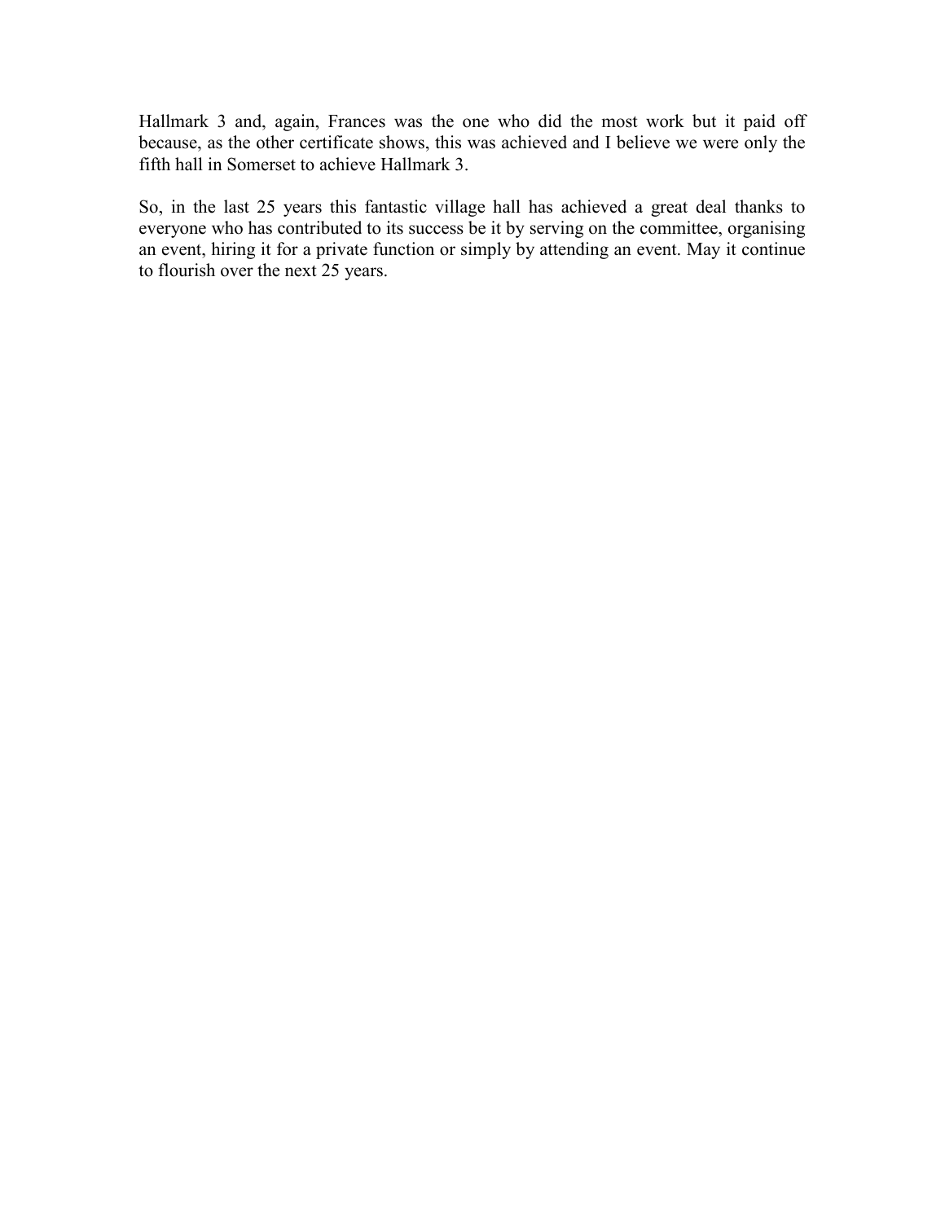Hallmark 3 and, again, Frances was the one who did the most work but it paid off because, as the other certificate shows, this was achieved and I believe we were only the fifth hall in Somerset to achieve Hallmark 3.

So, in the last 25 years this fantastic village hall has achieved a great deal thanks to everyone who has contributed to its success be it by serving on the committee, organising an event, hiring it for a private function or simply by attending an event. May it continue to flourish over the next 25 years.